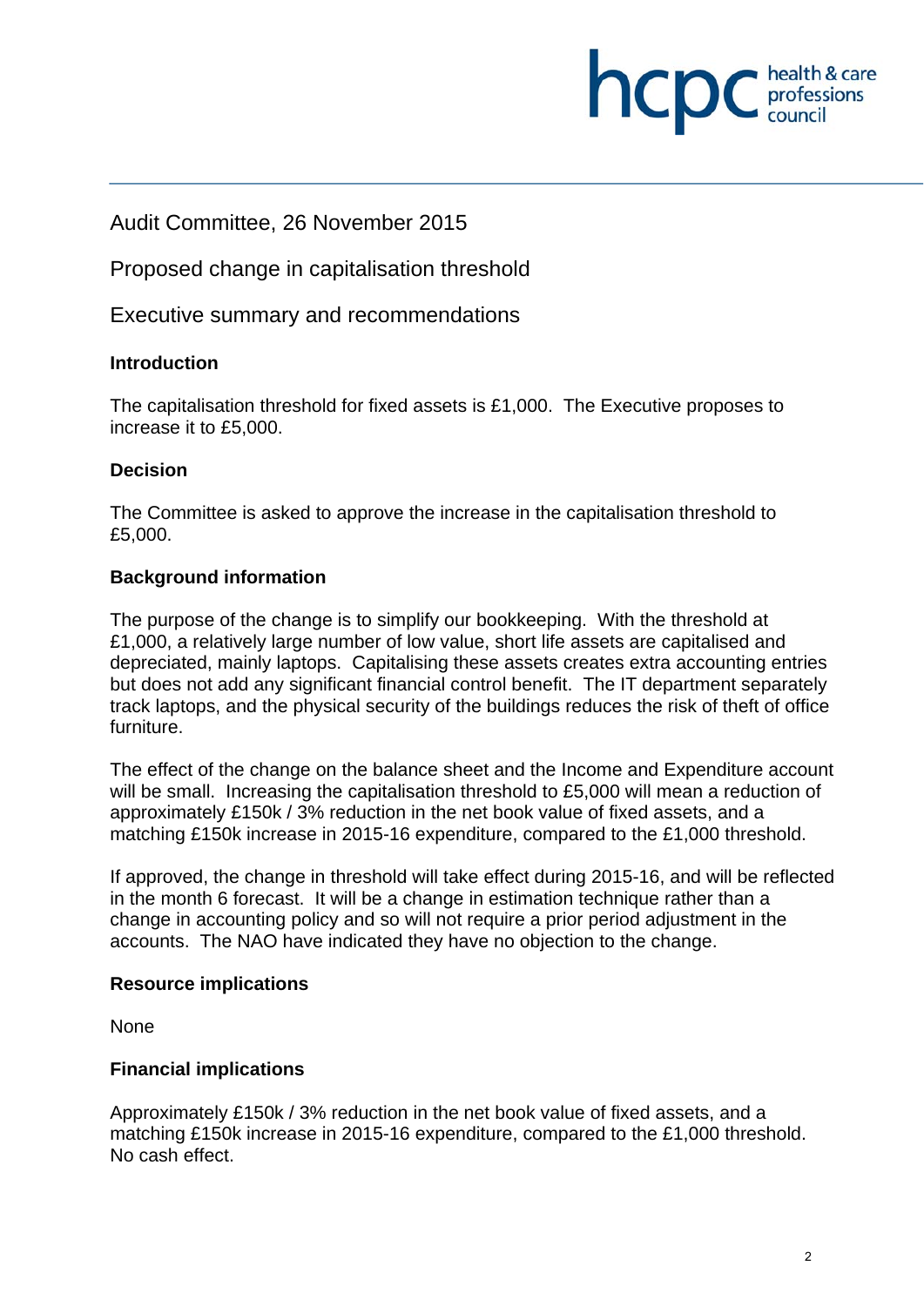Audit Committee, 26 November 2015

# Proposed change in capitalisation threshold

## Executive summary and recommendations

**Introduction**

The capitalisation threshold for fixed assets is £1,000. The Executive proposes to increase it to £5,000.

**Decision**

The Committee is asked to approve the increase in the capitalisation threshold to £5,000.

**Background information**

The purpose of the change is to simplify our bookkeeping. With the threshold at £1,000, a relatively large number of low value, short life assets are capitalised and depreciated, mainly laptops. Capitalising these assets creates extra accounting entries but does not add any significant financial control benefit. The IT department separately track laptops, and the physical security of the buildings reduces the risk of theft of office furniture.

The effect of the change on the balance sheet and the Income and Expenditure account will be small. Increasing the capitalisation threshold to £5,000 will mean a reduction of approximately £150k / 3% reduction in the net book value of fixed assets, and a matching £150k increase in 2015-16 expenditure, compared to the £1,000 threshold.

If approved, the change in threshold will take effect during 2015-16, and will be reflected in the month 6 forecast. It will be a change in estimation technique rather than a change in accounting policy and so will not require a prior period adjustment in the accounts. The NAO have indicated they have no objection to the change.

**Resource implications**

None

**Financial implications**

Approximately £150k / 3% reduction in the net book value of fixed assets, and a matching £150k increase in 2015-16 expenditure, compared to the £1,000 threshold. No cash effect.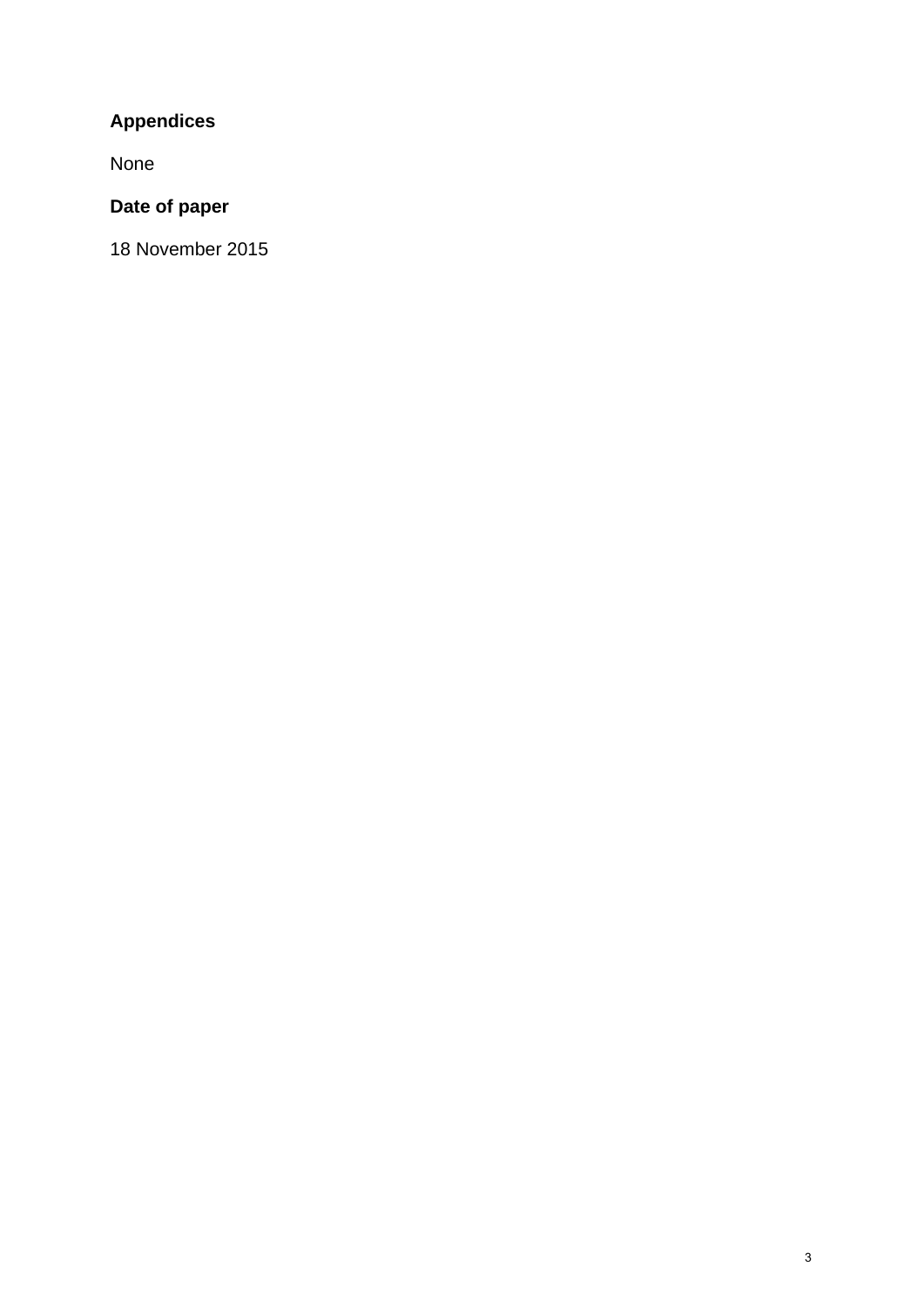**Appendices**

None

**Date of paper**

18 November 2015